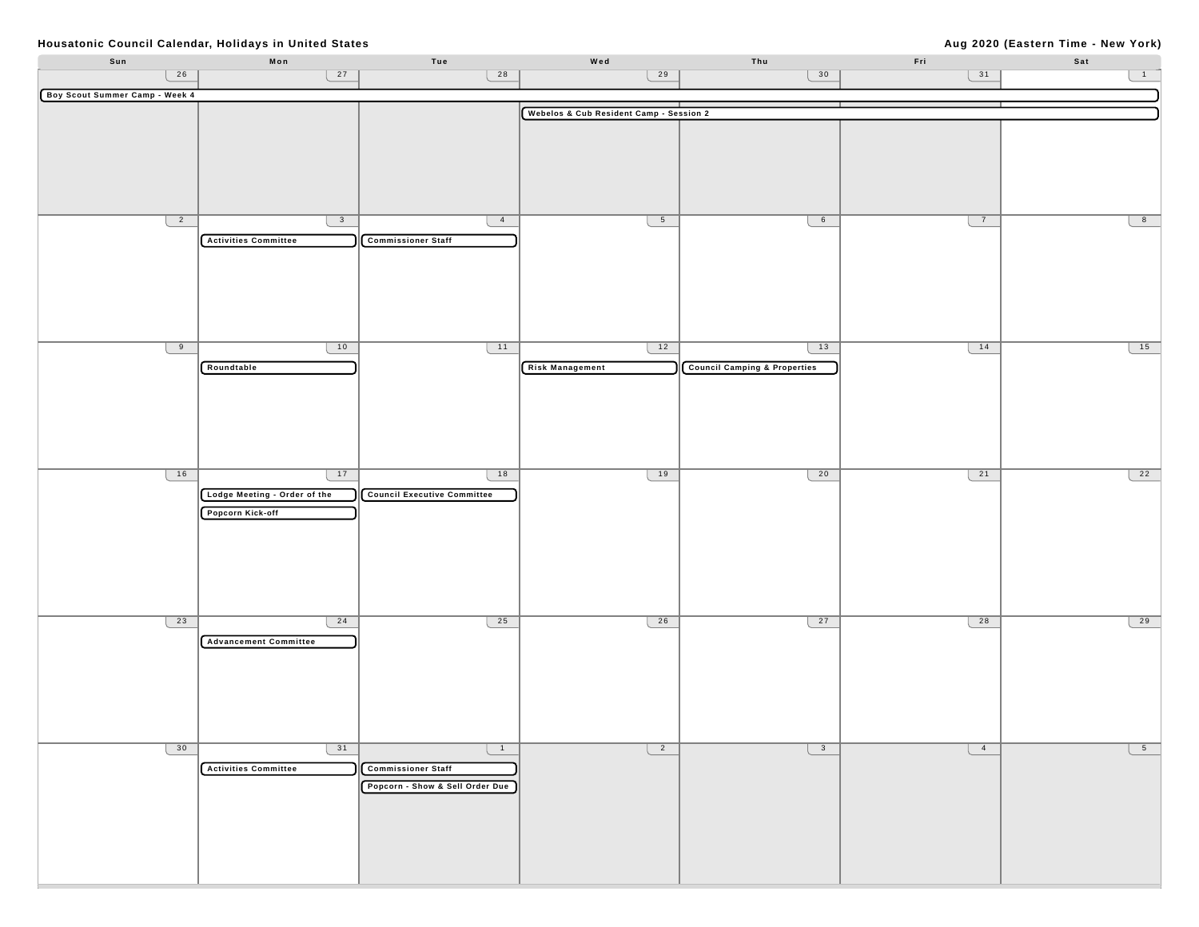# Housatonic Council Calendar, Holidays in United States

**Aug 2020 (Eastern Time - New York)**

| Sun | Mon | Tue | Wed | Thu | Fri | Sat |
|---|---|---|---|---|---|---|
| 26<br>Boy Scout Summer Camp - Week 4 | 27 | 28 | 29<br>Webelos & Cub Resident Camp - Session 2 | 30 | 31 | 1 |
| 2 | 3<br>Activities Committee | 4<br>Commissioner Staff | 5 | 6 | 7 | 8 |
| 9 | 10<br>Roundtable | 11 | 12<br>Risk Management | 13<br>Council Camping & Properties | 14 | 15 |
| 16 | 17<br>Lodge Meeting - Order of the<br>Popcorn Kick-off | 18<br>Council Executive Committee | 19 | 20 | 21 | 22 |
| 23 | 24<br>Advancement Committee | 25 | 26 | 27 | 28 | 29 |
| 30 | 31<br>Activities Committee | 1<br>Commissioner Staff<br>Popcorn - Show & Sell Order Due | 2 | 3 | 4 | 5 |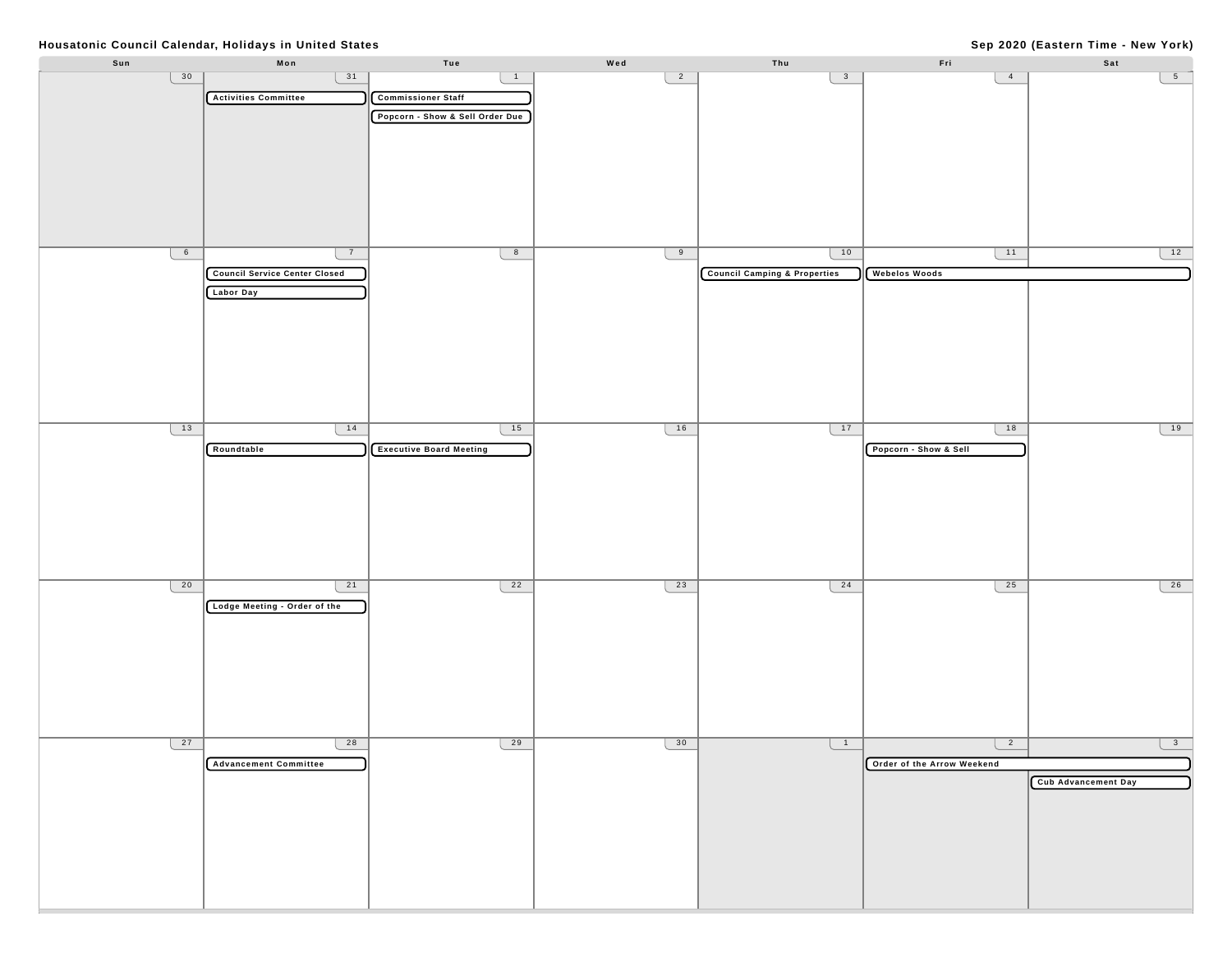**Housatonic Council Calendar, Holidays in United States**

**Sep 2020 (Eastern Time - New York)**

| Sun | Mon | Tue | Wed | Thu | Fri | Sat |
|---|---|---|---|---|---|---|
| 30 | 31<br>Activities Committee | 1<br>Commissioner Staff<br>Popcorn - Show & Sell Order Due | 2 | 3 | 4 | 5 |
| 6 | 7<br>Council Service Center Closed<br>Labor Day | 8 | 9 | 10<br>Council Camping & Properties | 11<br>Webelos Woods | 12<br>Webelos Woods |
| 13 | 14<br>Roundtable | 15<br>Executive Board Meeting | 16 | 17 | 18<br>Popcorn - Show & Sell | 19 |
| 20 | 21<br>Lodge Meeting - Order of the | 22 | 23 | 24 | 25 | 26 |
| 27 | 28<br>Advancement Committee | 29 | 30 | 1 | 2<br>Order of the Arrow Weekend | 3<br>Order of the Arrow Weekend<br>Cub Advancement Day |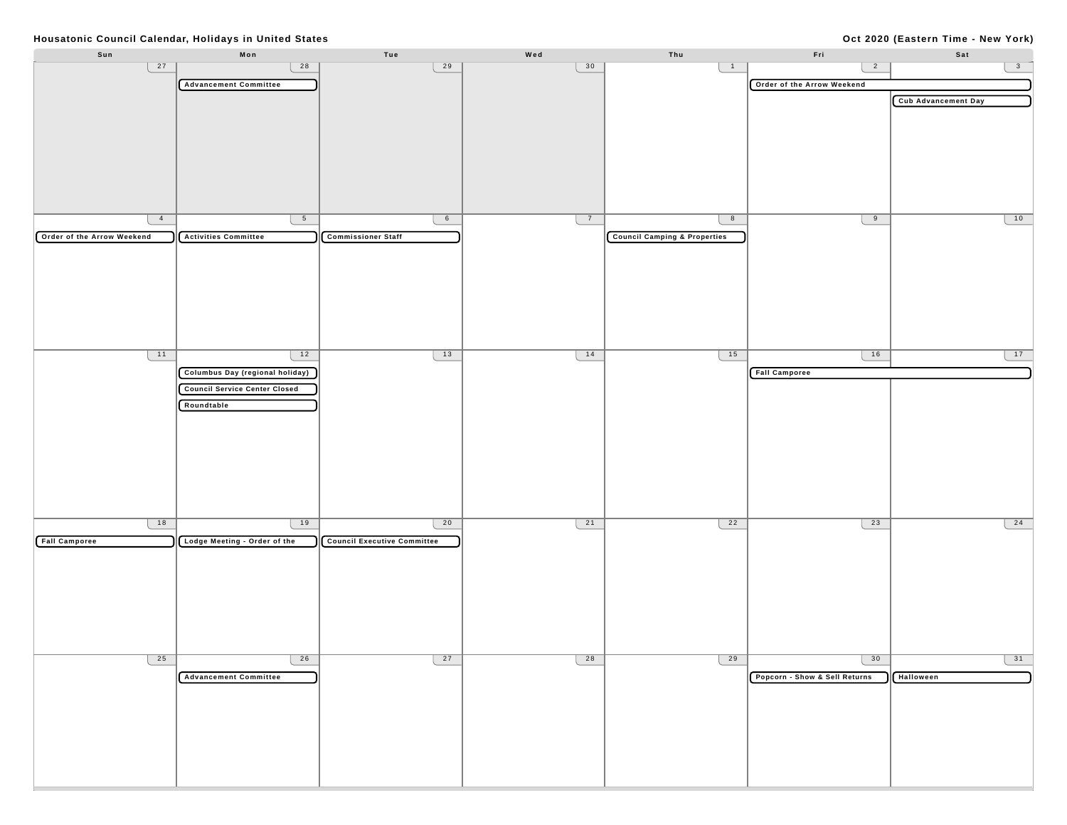**Housatonic Council Calendar, Holidays in United States** — **Oct 2020 (Eastern Time - New York)**

| Sun | Mon | Tue | Wed | Thu | Fri | Sat |
|---|---|---|---|---|---|---|
| 27 | 28<br>Advancement Committee | 29 | 30 | 1 | 2<br>Order of the Arrow Weekend | 3<br>Order of the Arrow Weekend<br>Cub Advancement Day |
| 4<br>Order of the Arrow Weekend | 5<br>Activities Committee | 6<br>Commissioner Staff | 7 | 8<br>Council Camping & Properties | 9 | 10 |
| 11 | 12<br>Columbus Day (regional holiday)<br>Council Service Center Closed<br>Roundtable | 13 | 14 | 15 | 16<br>Fall Camporee | 17<br>Fall Camporee |
| 18<br>Fall Camporee | 19<br>Lodge Meeting - Order of the | 20<br>Council Executive Committee | 21 | 22 | 23 | 24 |
| 25 | 26<br>Advancement Committee | 27 | 28 | 29 | 30<br>Popcorn - Show & Sell Returns | 31<br>Halloween |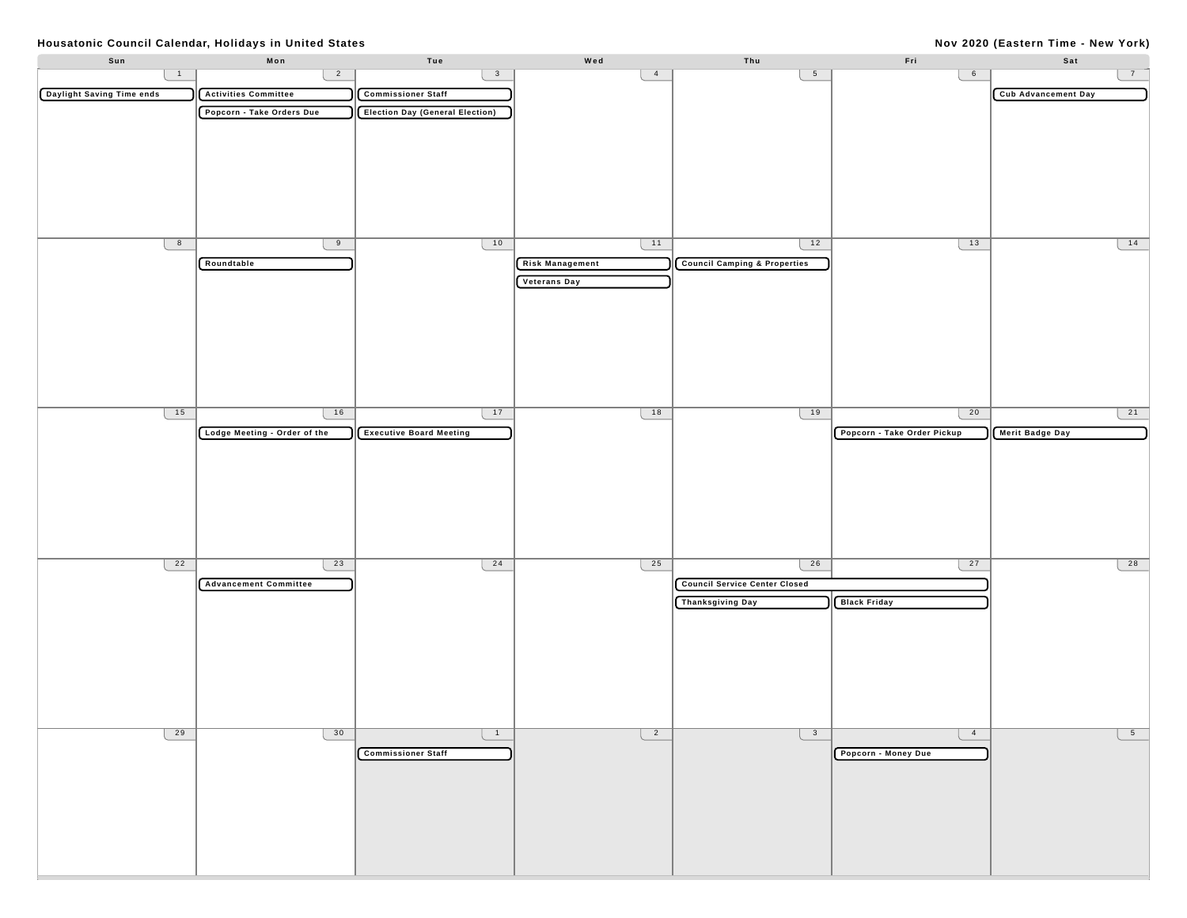**Housatonic Council Calendar, Holidays in United States**

**Nov 2020 (Eastern Time - New York)**

| Sun | Mon | Tue | Wed | Thu | Fri | Sat |
|---|---|---|---|---|---|---|
| 1<br>Daylight Saving Time ends | 2<br>Activities Committee<br>Popcorn - Take Orders Due | 3<br>Commissioner Staff<br>Election Day (General Election) | 4 | 5 | 6 | 7<br>Cub Advancement Day |
| 8 | 9<br>Roundtable | 10 | 11<br>Risk Management<br>Veterans Day | 12<br>Council Camping & Properties | 13 | 14 |
| 15 | 16<br>Lodge Meeting - Order of the | 17<br>Executive Board Meeting | 18 | 19 | 20<br>Popcorn - Take Order Pickup | 21<br>Merit Badge Day |
| 22 | 23<br>Advancement Committee | 24 | 25 | 26<br>Council Service Center Closed<br>Thanksgiving Day | 27<br>Council Service Center Closed<br>Black Friday | 28 |
| 29 | 30 | 1<br>Commissioner Staff | 2 | 3 | 4<br>Popcorn - Money Due | 5 |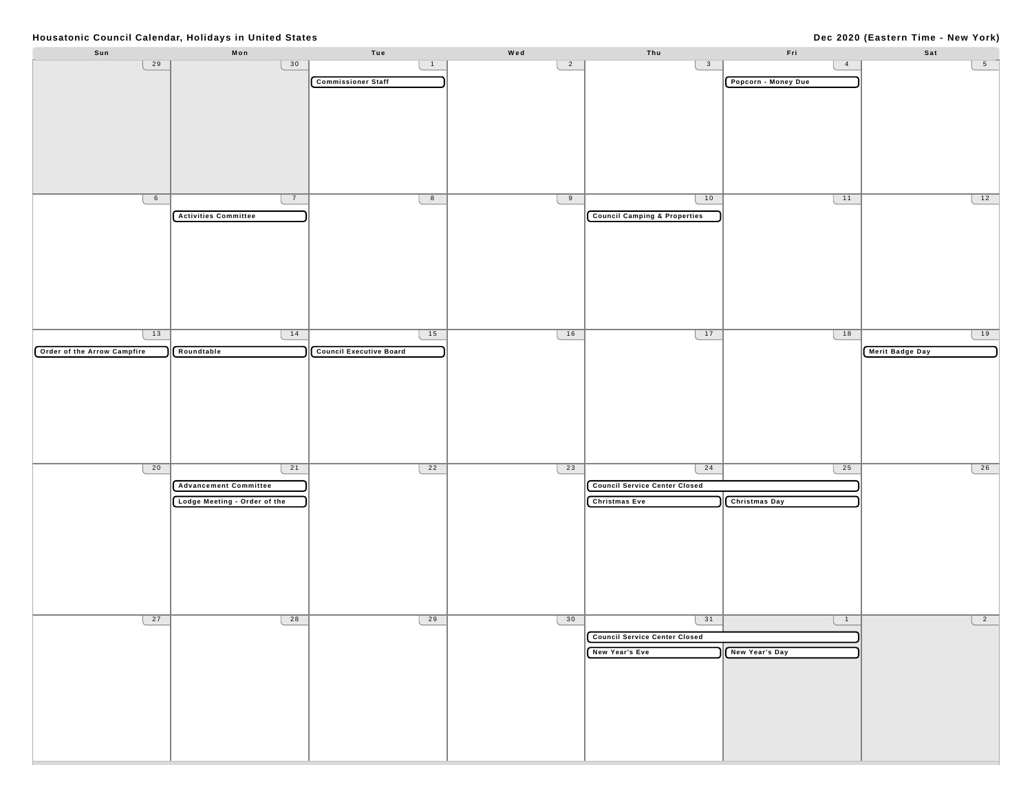**Housatonic Council Calendar, Holidays in United States** — **Dec 2020 (Eastern Time - New York)**

| Sun | Mon | Tue | Wed | Thu | Fri | Sat |
|---|---|---|---|---|---|---|
| 29 | 30 | 1<br>Commissioner Staff | 2 | 3 | 4<br>Popcorn - Money Due | 5 |
| 6 | 7<br>Activities Committee | 8 | 9 | 10<br>Council Camping & Properties | 11 | 12 |
| 13<br>Order of the Arrow Campfire | 14<br>Roundtable | 15<br>Council Executive Board | 16 | 17 | 18 | 19<br>Merit Badge Day |
| 20 | 21<br>Advancement Committee<br>Lodge Meeting - Order of the | 22 | 23 | 24<br>Council Service Center Closed<br>Christmas Eve | 25<br>Council Service Center Closed<br>Christmas Day | 26 |
| 27 | 28 | 29 | 30 | 31<br>Council Service Center Closed<br>New Year's Eve | 1<br>Council Service Center Closed<br>New Year's Day | 2 |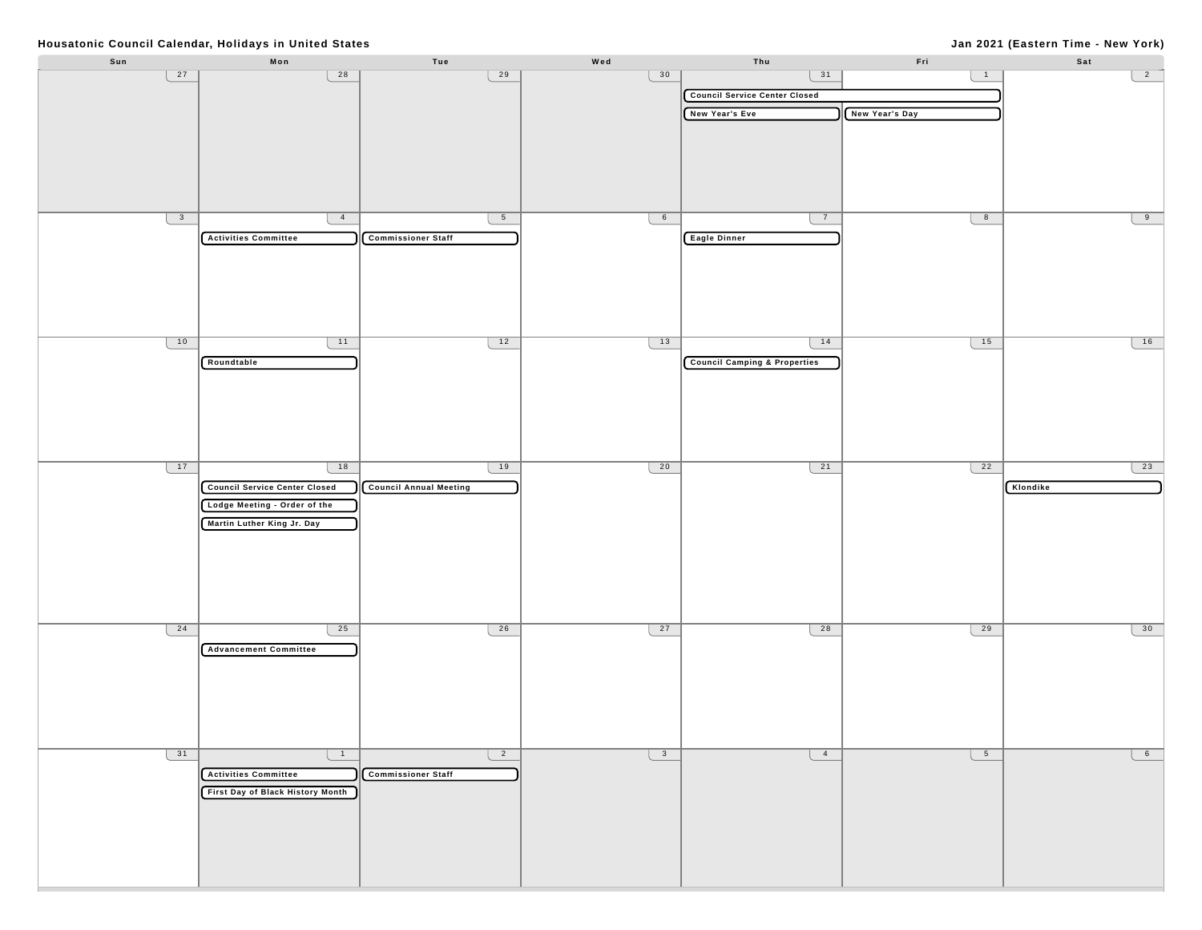**Housatonic Council Calendar, Holidays in United States** — **Jan 2021 (Eastern Time - New York)**

| Sun | Mon | Tue | Wed | Thu | Fri | Sat |
|---|---|---|---|---|---|---|
| 27 | 28 | 29 | 30 | 31<br>Council Service Center Closed<br>New Year's Eve | 1<br>Council Service Center Closed<br>New Year's Day | 2 |
| 3 | 4<br>Activities Committee | 5<br>Commissioner Staff | 6 | 7<br>Eagle Dinner | 8 | 9 |
| 10 | 11<br>Roundtable | 12 | 13 | 14<br>Council Camping & Properties | 15 | 16 |
| 17 | 18<br>Council Service Center Closed<br>Lodge Meeting - Order of the<br>Martin Luther King Jr. Day | 19<br>Council Annual Meeting | 20 | 21 | 22 | 23<br>Klondike |
| 24 | 25<br>Advancement Committee | 26 | 27 | 28 | 29 | 30 |
| 31 | 1<br>Activities Committee<br>First Day of Black History Month | 2<br>Commissioner Staff | 3 | 4 | 5 | 6 |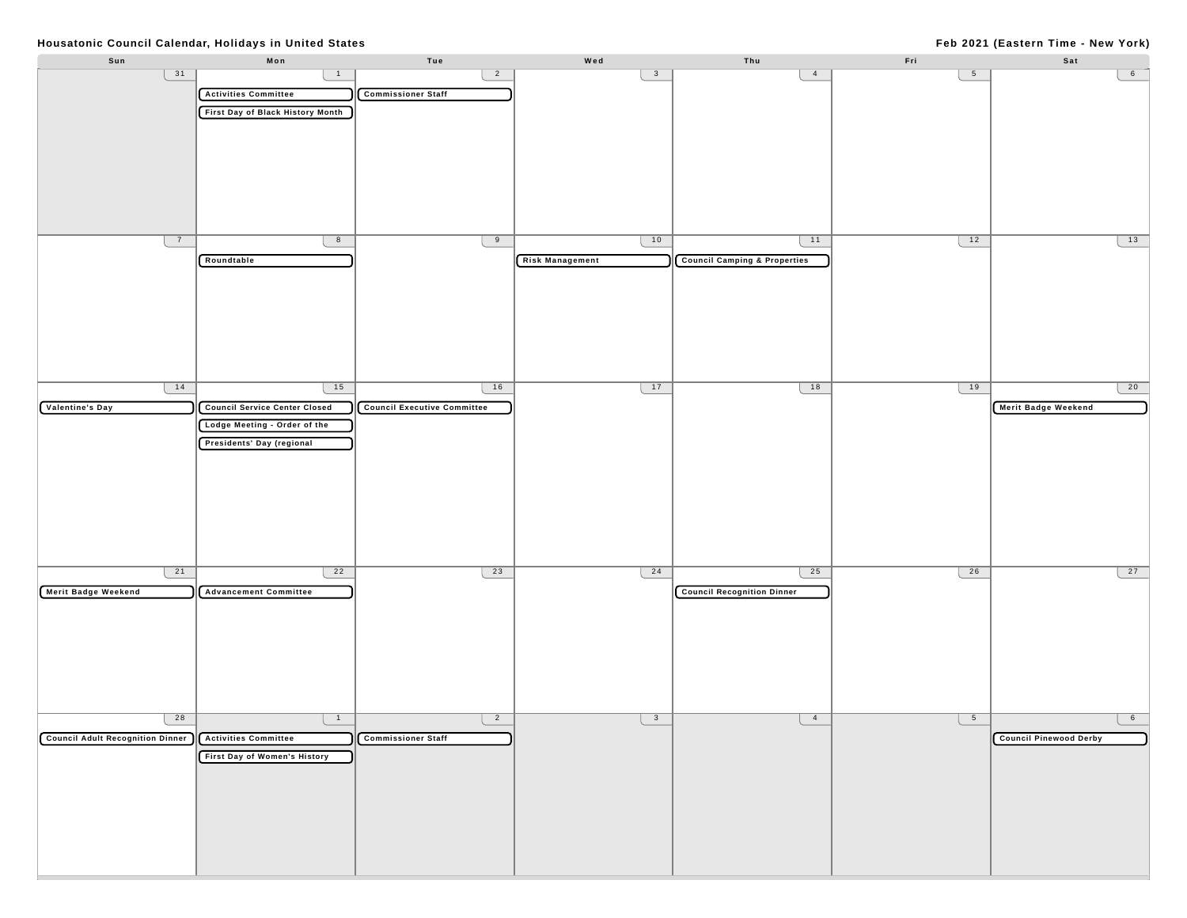**Housatonic Council Calendar, Holidays in United States** — **Feb 2021 (Eastern Time - New York)**

| Sun | Mon | Tue | Wed | Thu | Fri | Sat |
|---|---|---|---|---|---|---|
| 31 | 1<br>Activities Committee<br>First Day of Black History Month | 2<br>Commissioner Staff | 3 | 4 | 5 | 6 |
| 7 | 8<br>Roundtable | 9 | 10<br>Risk Management | 11<br>Council Camping & Properties | 12 | 13 |
| 14<br>Valentine's Day | 15<br>Council Service Center Closed<br>Lodge Meeting - Order of the<br>Presidents' Day (regional | 16<br>Council Executive Committee | 17 | 18 | 19 | 20<br>Merit Badge Weekend |
| 21<br>Merit Badge Weekend | 22<br>Advancement Committee | 23 | 24 | 25<br>Council Recognition Dinner | 26 | 27 |
| 28<br>Council Adult Recognition Dinner | 1<br>Activities Committee<br>First Day of Women's History | 2<br>Commissioner Staff | 3 | 4 | 5 | 6<br>Council Pinewood Derby |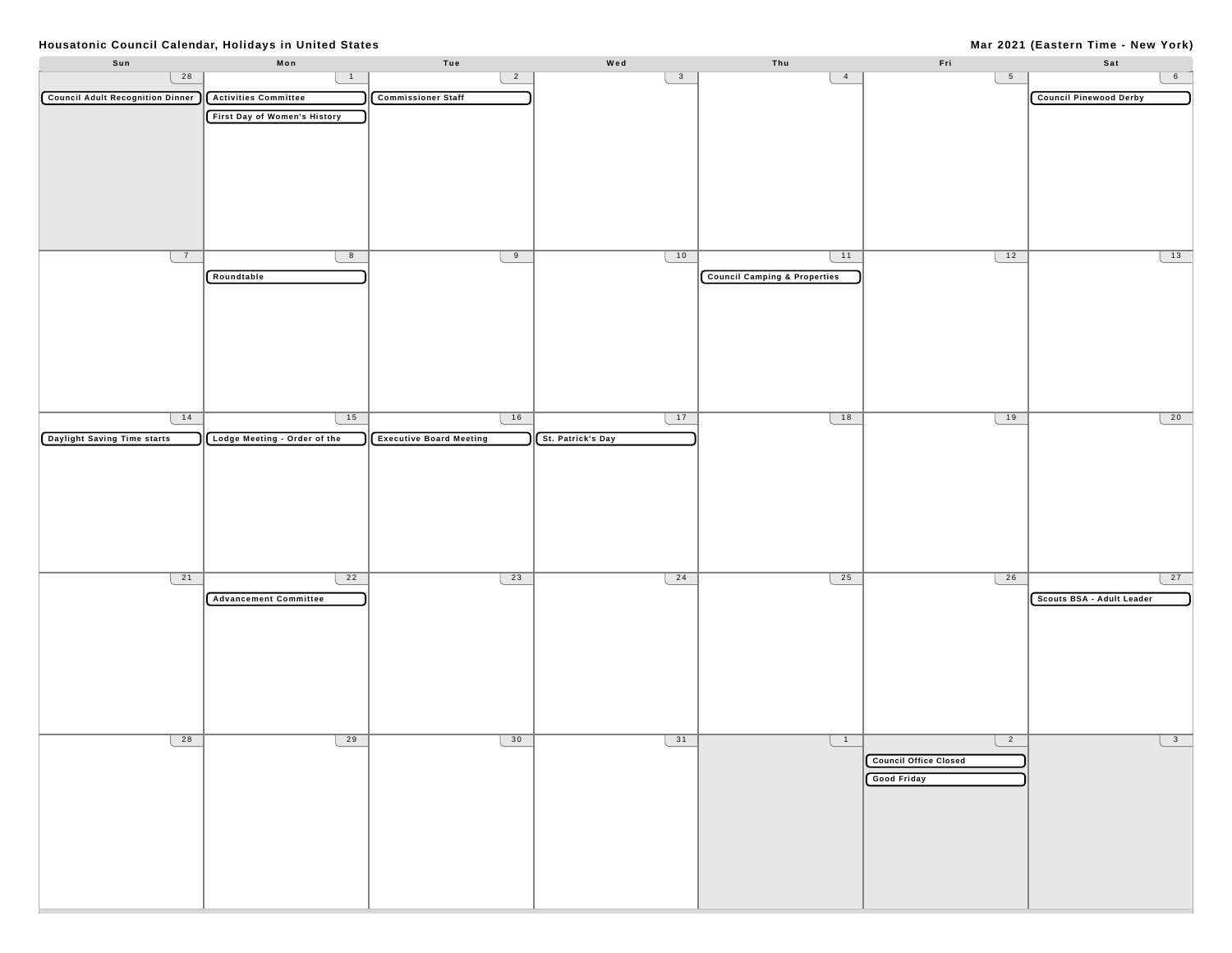**Housatonic Council Calendar, Holidays in United States**

**Mar 2021 (Eastern Time - New York)**

| Sun | Mon | Tue | Wed | Thu | Fri | Sat |
|---|---|---|---|---|---|---|
| 28<br>Council Adult Recognition Dinner | 1<br>Activities Committee<br>First Day of Women's History | 2<br>Commissioner Staff | 3 | 4 | 5 | 6<br>Council Pinewood Derby |
| 7 | 8<br>Roundtable | 9 | 10 | 11<br>Council Camping & Properties | 12 | 13 |
| 14<br>Daylight Saving Time starts | 15<br>Lodge Meeting - Order of the | 16<br>Executive Board Meeting | 17<br>St. Patrick's Day | 18 | 19 | 20 |
| 21 | 22<br>Advancement Committee | 23 | 24 | 25 | 26 | 27<br>Scouts BSA - Adult Leader |
| 28 | 29 | 30 | 31 | 1 | 2<br>Council Office Closed<br>Good Friday | 3 |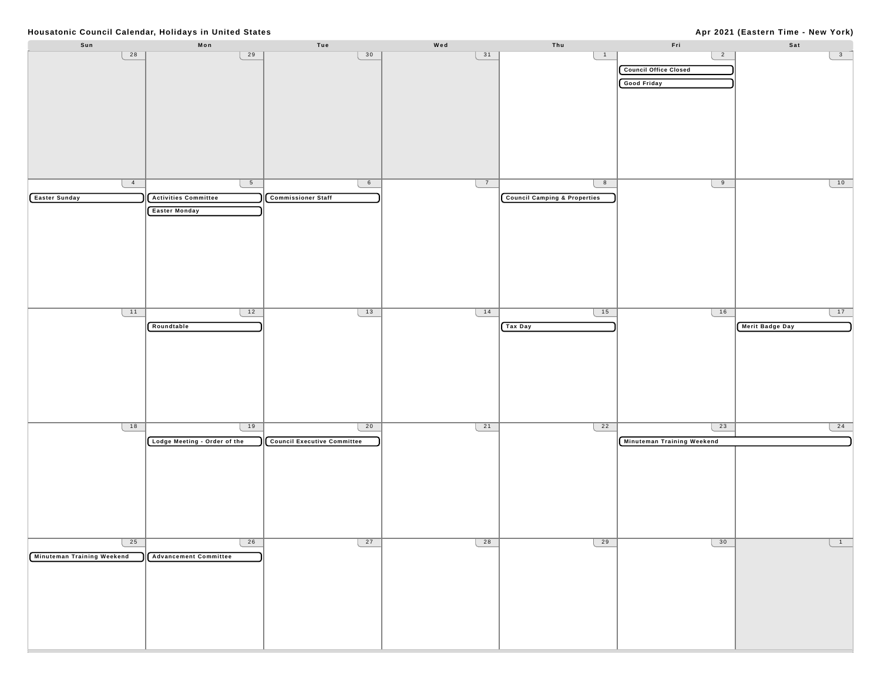**Housatonic Council Calendar, Holidays in United States** — **Apr 2021 (Eastern Time - New York)**

| Sun | Mon | Tue | Wed | Thu | Fri | Sat |
|---|---|---|---|---|---|---|
| 28 | 29 | 30 | 31 | 1 | 2<br>Council Office Closed<br>Good Friday | 3 |
| 4<br>Easter Sunday | 5<br>Activities Committee<br>Easter Monday | 6<br>Commissioner Staff | 7 | 8<br>Council Camping & Properties | 9 | 10 |
| 11 | 12<br>Roundtable | 13 | 14 | 15<br>Tax Day | 16 | 17<br>Merit Badge Day |
| 18 | 19<br>Lodge Meeting - Order of the | 20<br>Council Executive Committee | 21 | 22 | 23<br>Minuteman Training Weekend | 24<br>Minuteman Training Weekend |
| 25<br>Minuteman Training Weekend | 26<br>Advancement Committee | 27 | 28 | 29 | 30 | 1 |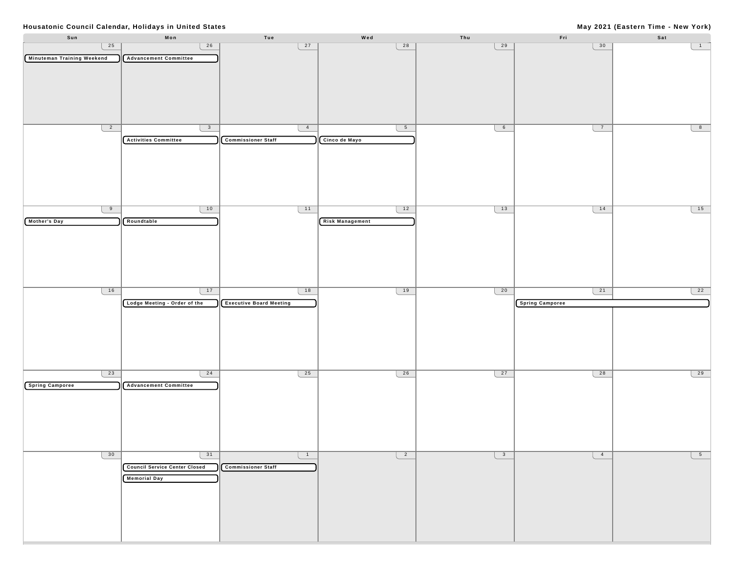**Housatonic Council Calendar, Holidays in United States** — **May 2021 (Eastern Time - New York)**

| Sun | Mon | Tue | Wed | Thu | Fri | Sat |
|---|---|---|---|---|---|---|
| 25<br>Minuteman Training Weekend | 26<br>Advancement Committee | 27 | 28 | 29 | 30 | 1 |
| 2 | 3<br>Activities Committee | 4<br>Commissioner Staff | 5<br>Cinco de Mayo | 6 | 7 | 8 |
| 9<br>Mother's Day | 10<br>Roundtable | 11 | 12<br>Risk Management | 13 | 14 | 15 |
| 16 | 17<br>Lodge Meeting - Order of the | 18<br>Executive Board Meeting | 19 | 20 | 21<br>Spring Camporee | 22<br>Spring Camporee |
| 23<br>Spring Camporee | 24<br>Advancement Committee | 25 | 26 | 27 | 28 | 29 |
| 30 | 31<br>Council Service Center Closed<br>Memorial Day | 1<br>Commissioner Staff | 2 | 3 | 4 | 5 |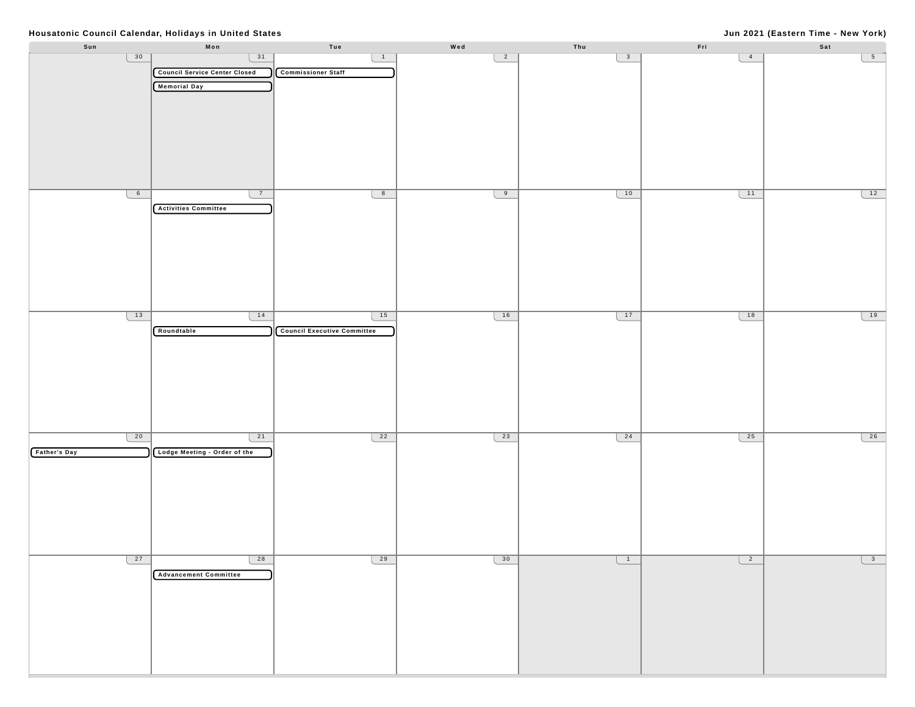**Housatonic Council Calendar, Holidays in United States**

**Jun 2021 (Eastern Time - New York)**

| Sun | Mon | Tue | Wed | Thu | Fri | Sat |
| --- | --- | --- | --- | --- | --- | --- |
| 30 | 31<br>Council Service Center Closed<br>Memorial Day | 1<br>Commissioner Staff | 2 | 3 | 4 | 5 |
| 6 | 7<br>Activities Committee | 8 | 9 | 10 | 11 | 12 |
| 13 | 14<br>Roundtable | 15<br>Council Executive Committee | 16 | 17 | 18 | 19 |
| 20<br>Father's Day | 21<br>Lodge Meeting - Order of the | 22 | 23 | 24 | 25 | 26 |
| 27 | 28<br>Advancement Committee | 29 | 30 | 1 | 2 | 3 |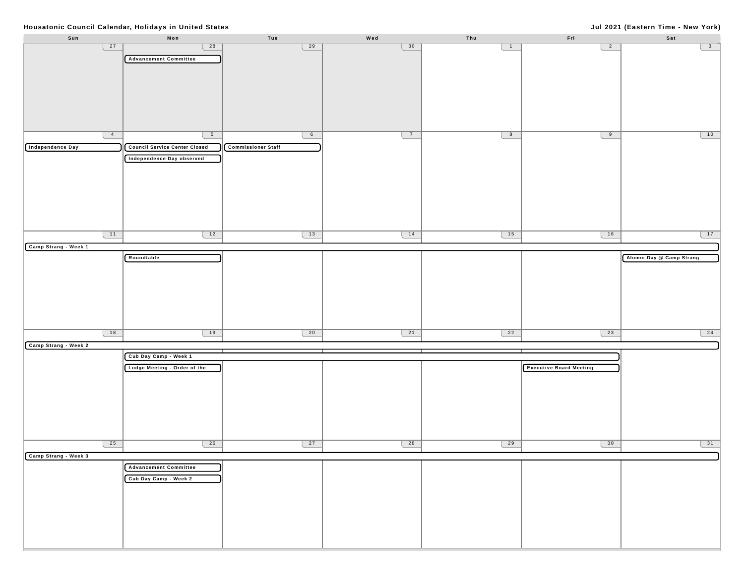**Housatonic Council Calendar, Holidays in United States**

**Jul 2021 (Eastern Time - New York)**

| Sun | Mon | Tue | Wed | Thu | Fri | Sat |
|---|---|---|---|---|---|---|
| 27 | 28<br>Advancement Committee | 29 | 30 | 1 | 2 | 3 |
| 4<br>Independence Day | 5<br>Council Service Center Closed<br>Independence Day observed | 6<br>Commissioner Staff | 7 | 8 | 9 | 10 |
| 11<br>Camp Strang - Week 1 | 12<br>Camp Strang - Week 1<br>Roundtable | 13<br>Camp Strang - Week 1 | 14<br>Camp Strang - Week 1 | 15<br>Camp Strang - Week 1 | 16<br>Camp Strang - Week 1 | 17<br>Camp Strang - Week 1<br>Alumni Day @ Camp Strang |
| 18<br>Camp Strang - Week 2 | 19<br>Camp Strang - Week 2<br>Cub Day Camp - Week 1<br>Lodge Meeting - Order of the | 20<br>Camp Strang - Week 2<br>Cub Day Camp - Week 1 | 21<br>Camp Strang - Week 2<br>Cub Day Camp - Week 1 | 22<br>Camp Strang - Week 2<br>Cub Day Camp - Week 1 | 23<br>Camp Strang - Week 2<br>Cub Day Camp - Week 1<br>Executive Board Meeting | 24<br>Camp Strang - Week 2 |
| 25<br>Camp Strang - Week 3 | 26<br>Camp Strang - Week 3<br>Advancement Committee<br>Cub Day Camp - Week 2 | 27<br>Camp Strang - Week 3 | 28<br>Camp Strang - Week 3 | 29<br>Camp Strang - Week 3 | 30<br>Camp Strang - Week 3 | 31<br>Camp Strang - Week 3 |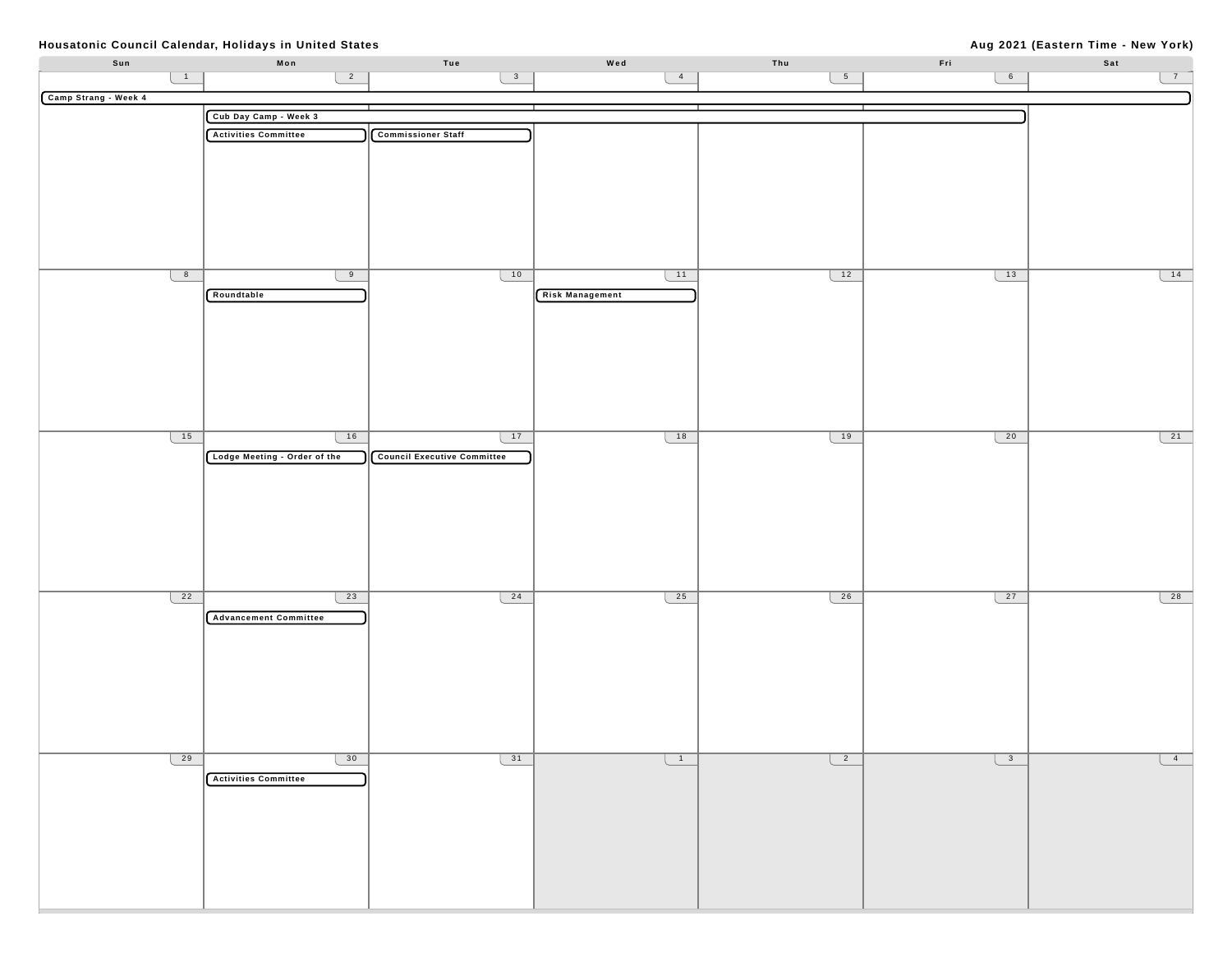**Housatonic Council Calendar, Holidays in United States** — **Aug 2021 (Eastern Time - New York)**

| Sun | Mon | Tue | Wed | Thu | Fri | Sat |
|---|---|---|---|---|---|---|
| 1 Camp Strang - Week 4 | 2 Cub Day Camp - Week 3; Activities Committee | 3 Commissioner Staff | 4 | 5 | 6 | 7 |
| 8 | 9 Roundtable | 10 | 11 Risk Management | 12 | 13 | 14 |
| 15 | 16 Lodge Meeting - Order of the | 17 Council Executive Committee | 18 | 19 | 20 | 21 |
| 22 | 23 Advancement Committee | 24 | 25 | 26 | 27 | 28 |
| 29 | 30 Activities Committee | 31 | 1 | 2 | 3 | 4 |

Camp Strang - Week 4 spans Aug 1 – Aug 7. Cub Day Camp - Week 3 spans Aug 2 – Aug 6.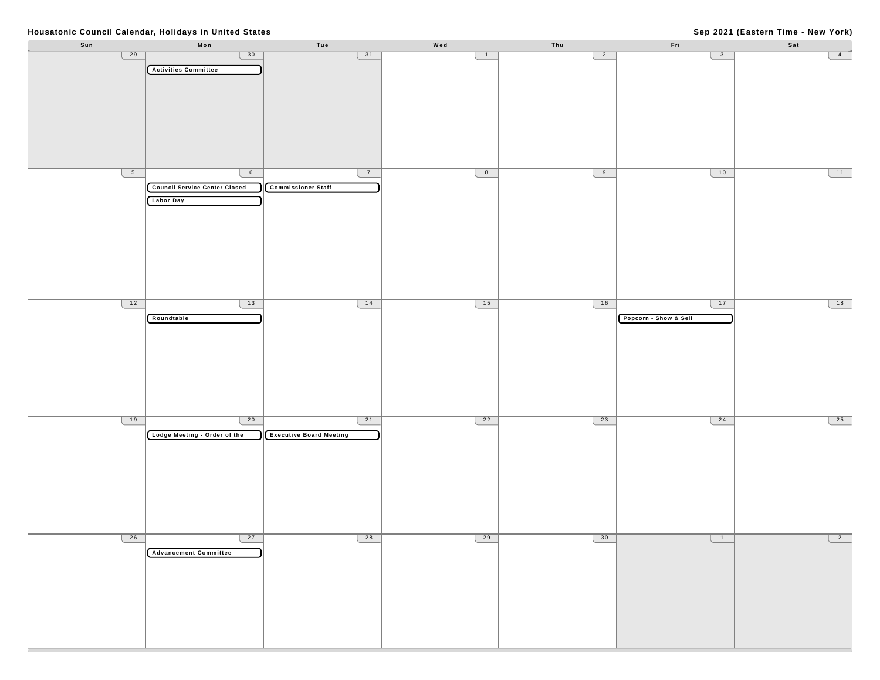**Housatonic Council Calendar, Holidays in United States**

**Sep 2021 (Eastern Time - New York)**

| Sun | Mon | Tue | Wed | Thu | Fri | Sat |
|---|---|---|---|---|---|---|
| 29 | 30<br>Activities Committee | 31 | 1 | 2 | 3 | 4 |
| 5 | 6<br>Council Service Center Closed<br>Labor Day | 7<br>Commissioner Staff | 8 | 9 | 10 | 11 |
| 12 | 13<br>Roundtable | 14 | 15 | 16 | 17<br>Popcorn - Show & Sell | 18 |
| 19 | 20<br>Lodge Meeting - Order of the | 21<br>Executive Board Meeting | 22 | 23 | 24 | 25 |
| 26 | 27<br>Advancement Committee | 28 | 29 | 30 | 1 | 2 |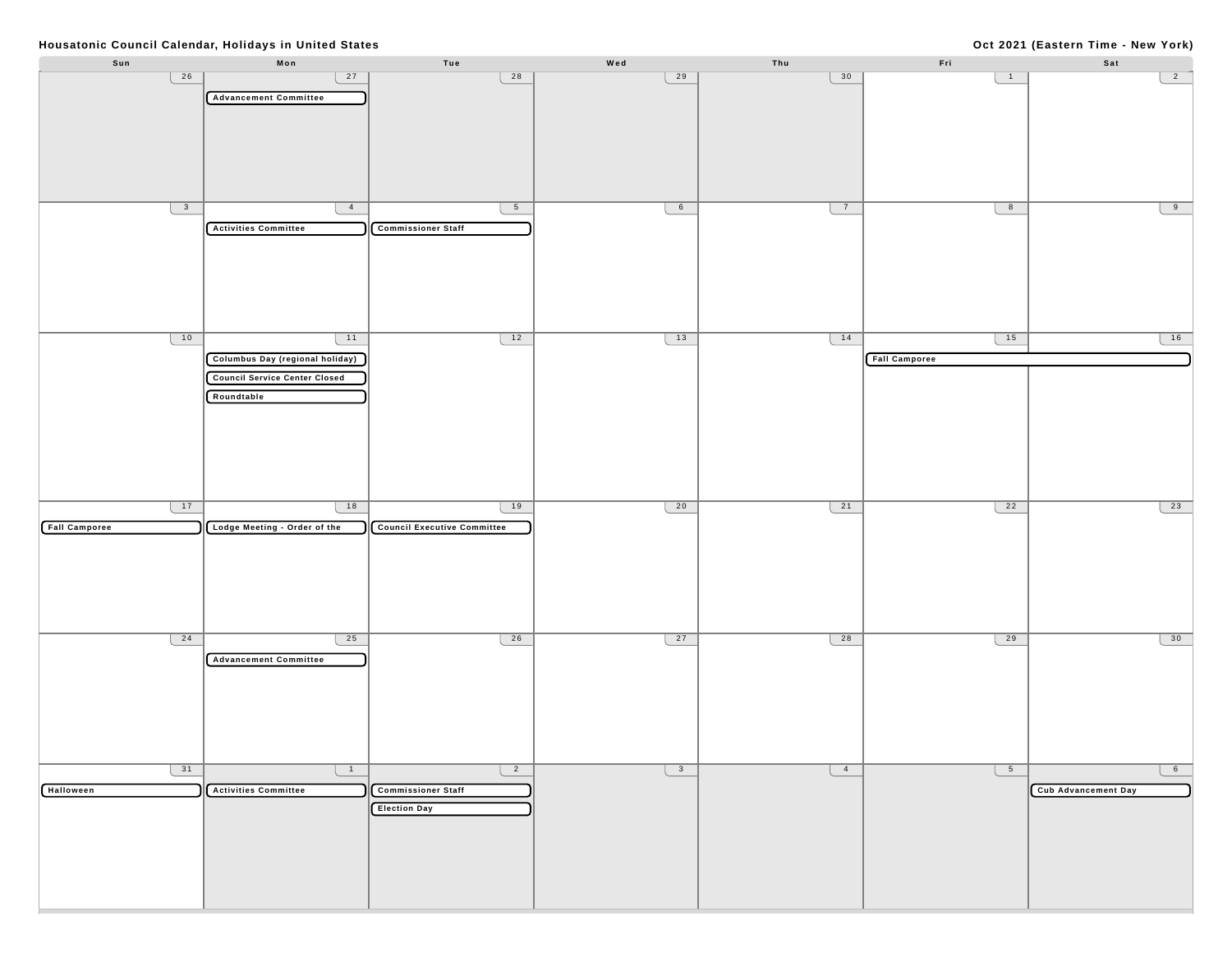**Housatonic Council Calendar, Holidays in United States** — **Oct 2021 (Eastern Time - New York)**

| Sun | Mon | Tue | Wed | Thu | Fri | Sat |
|---|---|---|---|---|---|---|
| 26 | 27<br>Advancement Committee | 28 | 29 | 30 | 1 | 2 |
| 3 | 4<br>Activities Committee | 5<br>Commissioner Staff | 6 | 7 | 8 | 9 |
| 10 | 11<br>Columbus Day (regional holiday)<br>Council Service Center Closed<br>Roundtable | 12 | 13 | 14 | 15<br>Fall Camporee | 16<br>Fall Camporee |
| 17<br>Fall Camporee | 18<br>Lodge Meeting - Order of the | 19<br>Council Executive Committee | 20 | 21 | 22 | 23 |
| 24 | 25<br>Advancement Committee | 26 | 27 | 28 | 29 | 30 |
| 31<br>Halloween | 1<br>Activities Committee | 2<br>Commissioner Staff<br>Election Day | 3 | 4 | 5 | 6<br>Cub Advancement Day |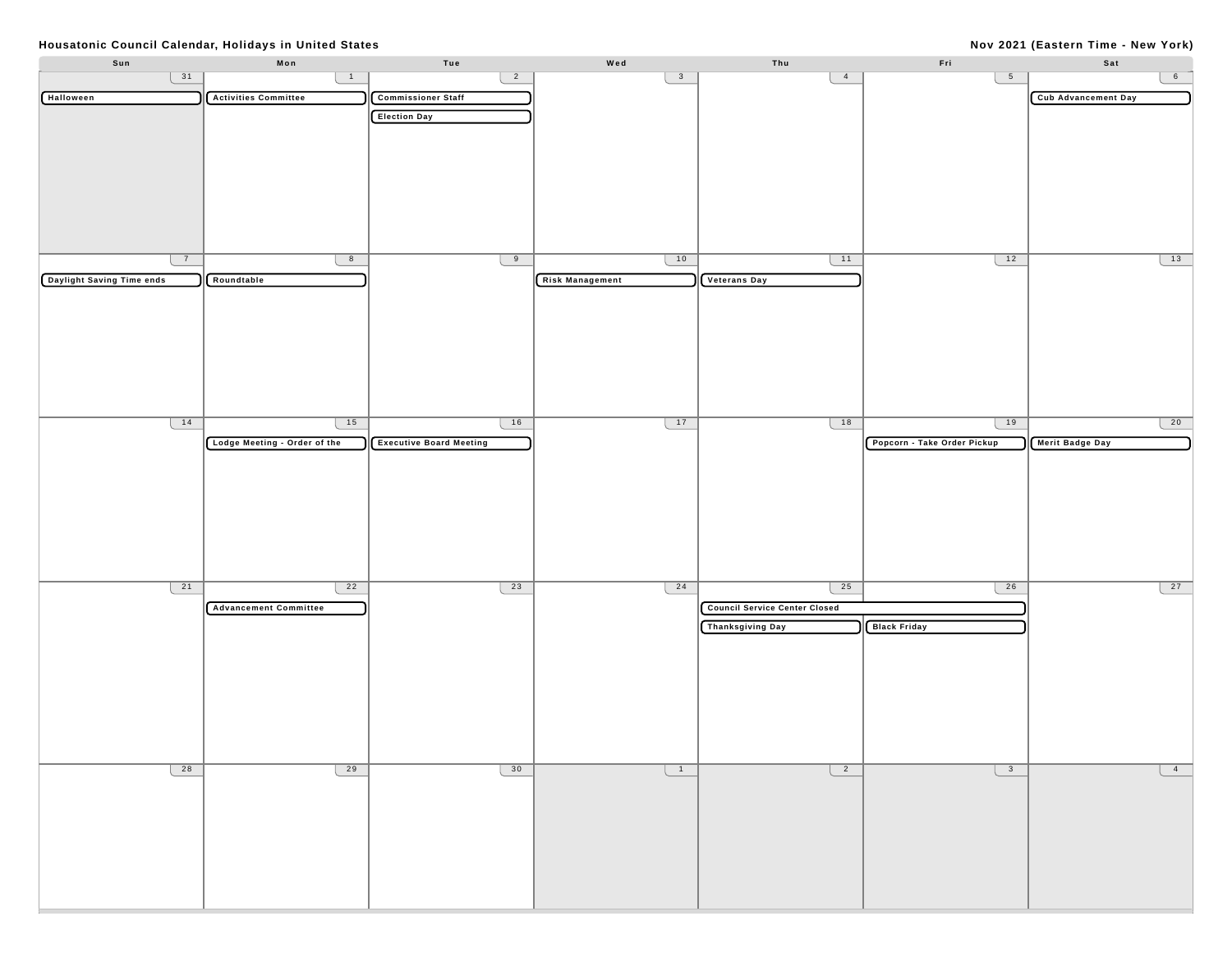**Housatonic Council Calendar, Holidays in United States** — **Nov 2021 (Eastern Time - New York)**

| Sun | Mon | Tue | Wed | Thu | Fri | Sat |
|---|---|---|---|---|---|---|
| 31<br>Halloween | 1<br>Activities Committee | 2<br>Commissioner Staff<br>Election Day | 3 | 4 | 5 | 6<br>Cub Advancement Day |
| 7<br>Daylight Saving Time ends | 8<br>Roundtable | 9 | 10<br>Risk Management | 11<br>Veterans Day | 12 | 13 |
| 14 | 15<br>Lodge Meeting - Order of the | 16<br>Executive Board Meeting | 17 | 18 | 19<br>Popcorn - Take Order Pickup | 20<br>Merit Badge Day |
| 21 | 22<br>Advancement Committee | 23 | 24 | 25<br>Council Service Center Closed<br>Thanksgiving Day | 26<br>Council Service Center Closed<br>Black Friday | 27 |
| 28 | 29 | 30 | 1 | 2 | 3 | 4 |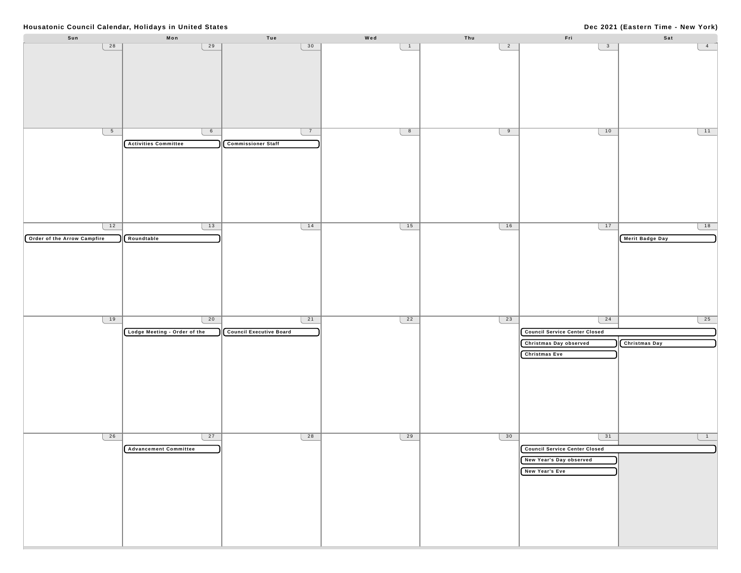Housatonic Council Calendar, Holidays in United States

Dec 2021 (Eastern Time - New York)

| Sun | Mon | Tue | Wed | Thu | Fri | Sat |
|---|---|---|---|---|---|---|
| 28 | 29 | 30 | 1 | 2 | 3 | 4 |
| 5 | 6<br>Activities Committee | 7<br>Commissioner Staff | 8 | 9 | 10 | 11 |
| 12<br>Order of the Arrow Campfire | 13<br>Roundtable | 14 | 15 | 16 | 17 | 18<br>Merit Badge Day |
| 19 | 20<br>Lodge Meeting - Order of the | 21<br>Council Executive Board | 22 | 23 | 24<br>Council Service Center Closed<br>Christmas Day observed<br>Christmas Eve | 25<br>Council Service Center Closed<br>Christmas Day |
| 26 | 27<br>Advancement Committee | 28 | 29 | 30 | 31<br>Council Service Center Closed<br>New Year's Day observed<br>New Year's Eve | 1<br>Council Service Center Closed |